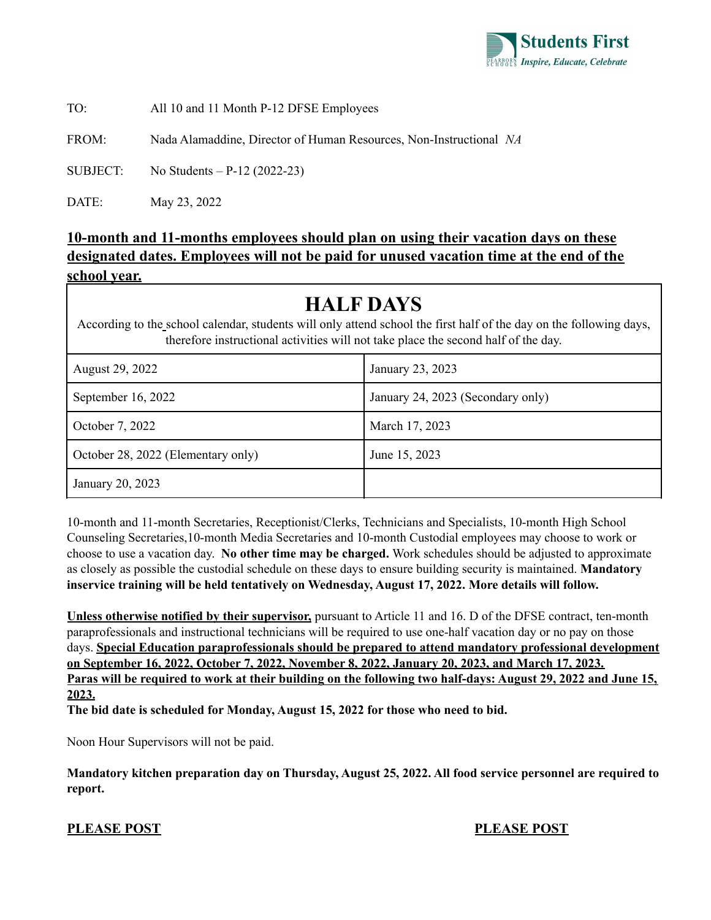Students First
*Inspire, Educate, Celebrate*

TO: All 10 and 11 Month P-12 DFSE Employees

FROM: Nada Alamaddine, Director of Human Resources, Non-Instructional *NA*

SUBJECT: No Students – P-12 (2022-23)

DATE: May 23, 2022

**10-month and 11-months employees should plan on using their vacation days on these designated dates. Employees will not be paid for unused vacation time at the end of the school year.**

## HALF DAYS

According to the school calendar, students will only attend school the first half of the day on the following days, therefore instructional activities will not take place the second half of the day.

| | |
|---|---|
| August 29, 2022 | January 23, 2023 |
| September 16, 2022 | January 24, 2023 (Secondary only) |
| October 7, 2022 | March 17, 2023 |
| October 28, 2022 (Elementary only) | June 15, 2023 |
| January 20, 2023 | |

10-month and 11-month Secretaries, Receptionist/Clerks, Technicians and Specialists, 10-month High School Counseling Secretaries,10-month Media Secretaries and 10-month Custodial employees may choose to work or choose to use a vacation day. **No other time may be charged.** Work schedules should be adjusted to approximate as closely as possible the custodial schedule on these days to ensure building security is maintained. **Mandatory inservice training will be held tentatively on Wednesday, August 17, 2022. More details will follow.**

**Unless otherwise notified by their supervisor,** pursuant to Article 11 and 16. D of the DFSE contract, ten-month paraprofessionals and instructional technicians will be required to use one-half vacation day or no pay on those days. **Special Education paraprofessionals should be prepared to attend mandatory professional development on September 16, 2022, October 7, 2022, November 8, 2022, January 20, 2023, and March 17, 2023. Paras will be required to work at their building on the following two half-days: August 29, 2022 and June 15, 2023.**
**The bid date is scheduled for Monday, August 15, 2022 for those who need to bid.**

Noon Hour Supervisors will not be paid.

**Mandatory kitchen preparation day on Thursday, August 25, 2022. All food service personnel are required to report.**

**PLEASE POST** **PLEASE POST**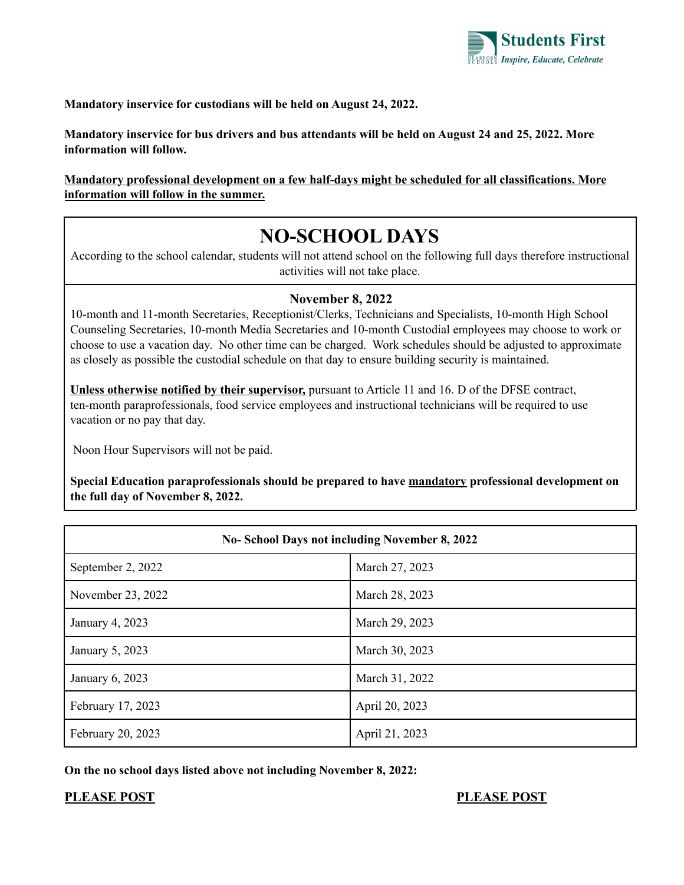**Mandatory inservice for custodians will be held on August 24, 2022.**

**Mandatory inservice for bus drivers and bus attendants will be held on August 24 and 25, 2022. More information will follow.**

**<u>Mandatory professional development on a few half-days might be scheduled for all classifications. More information will follow in the summer.</u>**

# NO-SCHOOL DAYS

According to the school calendar, students will not attend school on the following full days therefore instructional activities will not take place.

### November 8, 2022

10-month and 11-month Secretaries, Receptionist/Clerks, Technicians and Specialists, 10-month High School Counseling Secretaries, 10-month Media Secretaries and 10-month Custodial employees may choose to work or choose to use a vacation day. No other time can be charged. Work schedules should be adjusted to approximate as closely as possible the custodial schedule on that day to ensure building security is maintained.

**<u>Unless otherwise notified by their supervisor,</u>** pursuant to Article 11 and 16. D of the DFSE contract, ten-month paraprofessionals, food service employees and instructional technicians will be required to use vacation or no pay that day.

Noon Hour Supervisors will not be paid.

**Special Education paraprofessionals should be prepared to have <u>mandatory</u> professional development on the full day of November 8, 2022.**

| No- School Days not including November 8, 2022 | |
|---|---|
| September 2, 2022 | March 27, 2023 |
| November 23, 2022 | March 28, 2023 |
| January 4, 2023 | March 29, 2023 |
| January 5, 2023 | March 30, 2023 |
| January 6, 2023 | March 31, 2022 |
| February 17, 2023 | April 20, 2023 |
| February 20, 2023 | April 21, 2023 |

**On the no school days listed above not including November 8, 2022:**

**<u>PLEASE POST</u>** **<u>PLEASE POST</u>**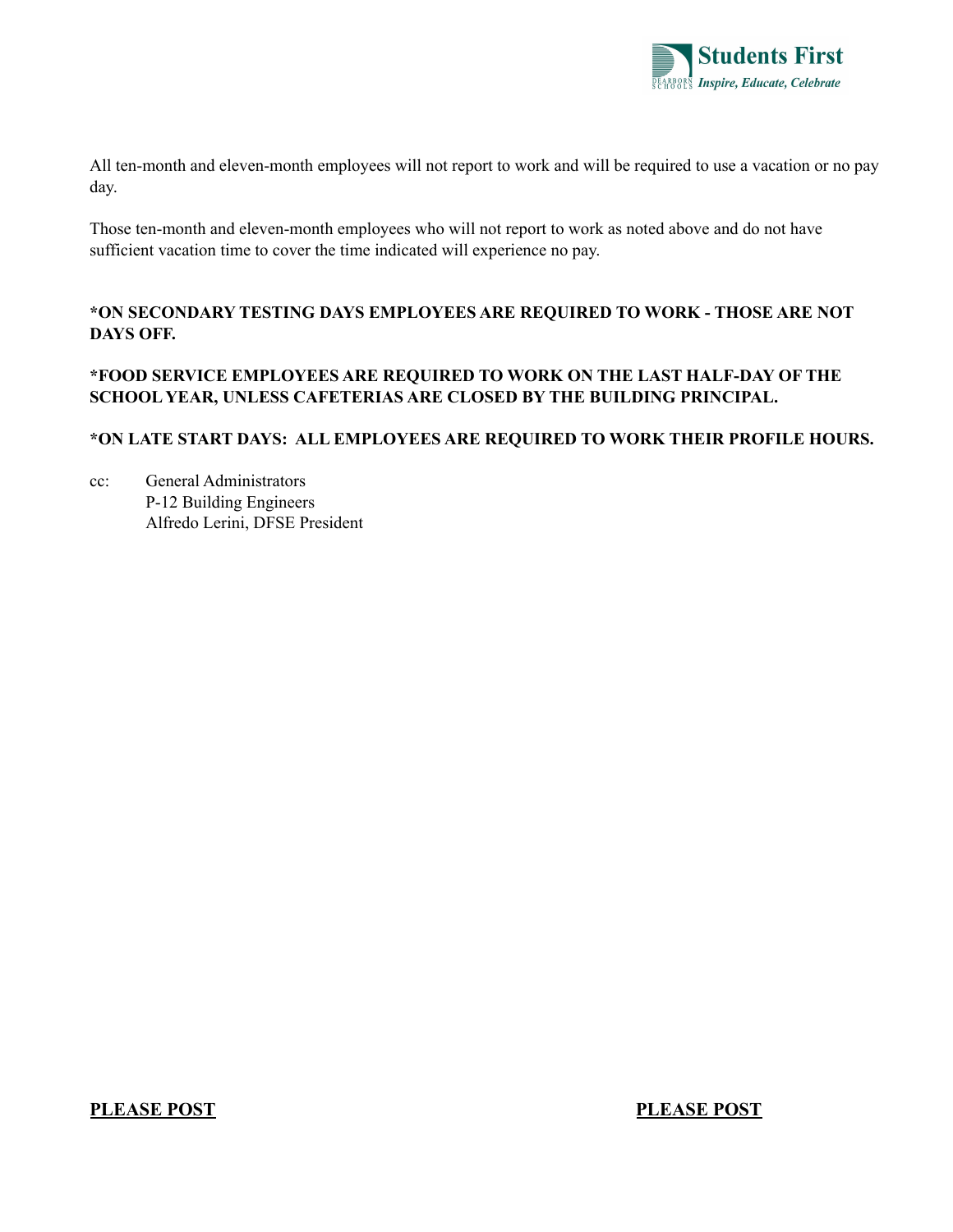All ten-month and eleven-month employees will not report to work and will be required to use a vacation or no pay day.

Those ten-month and eleven-month employees who will not report to work as noted above and do not have sufficient vacation time to cover the time indicated will experience no pay.

**\*ON SECONDARY TESTING DAYS EMPLOYEES ARE REQUIRED TO WORK - THOSE ARE NOT DAYS OFF.**

**\*FOOD SERVICE EMPLOYEES ARE REQUIRED TO WORK ON THE LAST HALF-DAY OF THE SCHOOL YEAR, UNLESS CAFETERIAS ARE CLOSED BY THE BUILDING PRINCIPAL.**

**\*ON LATE START DAYS: ALL EMPLOYEES ARE REQUIRED TO WORK THEIR PROFILE HOURS.**

cc: General Administrators
P-12 Building Engineers
Alfredo Lerini, DFSE President

**PLEASE POST** **PLEASE POST**